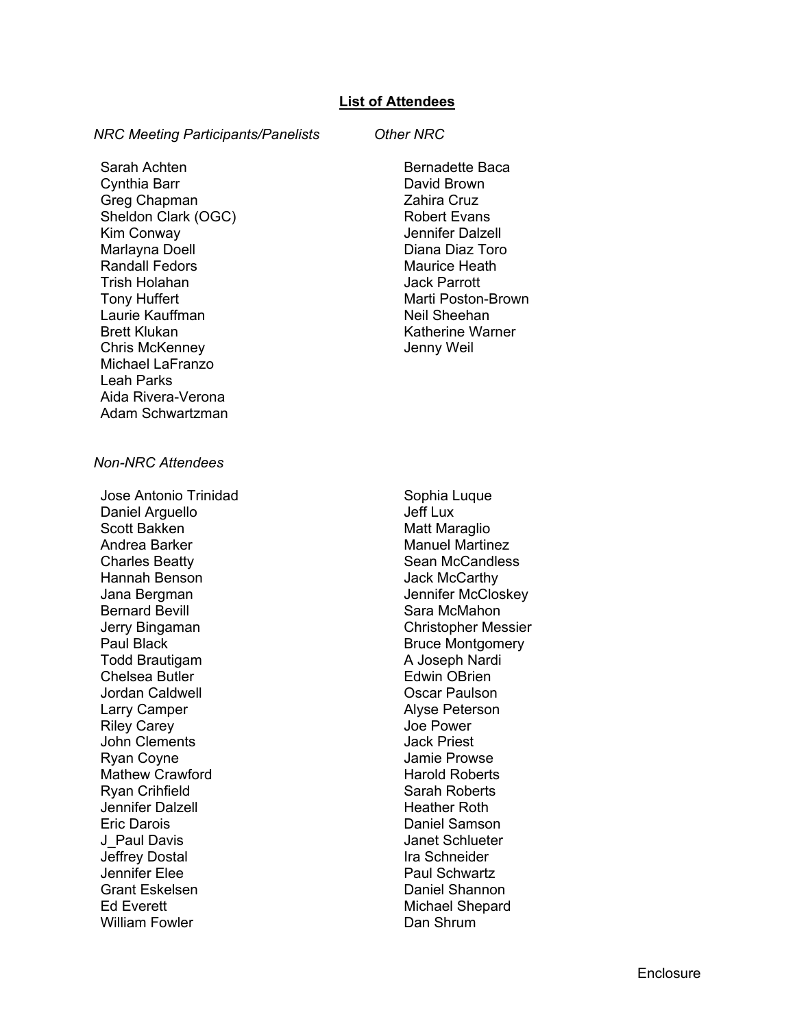## List of Attendees

*NRC Meeting Participants/Panelists*

- Sarah Achten
- Cynthia Barr
- Greg Chapman
- Sheldon Clark (OGC)
- Kim Conway
- Marlayna Doell
- Randall Fedors
- Trish Holahan
- Tony Huffert
- Laurie Kauffman
- Brett Klukan
- Chris McKenney
- Michael LaFranzo
- Leah Parks
- Aida Rivera-Verona
- Adam Schwartzman

*Other NRC*

- Bernadette Baca
- David Brown
- Zahira Cruz
- Robert Evans
- Jennifer Dalzell
- Diana Diaz Toro
- Maurice Heath
- Jack Parrott
- Marti Poston-Brown
- Neil Sheehan
- Katherine Warner
- Jenny Weil

*Non-NRC Attendees*

- Jose Antonio Trinidad
- Daniel Arguello
- Scott Bakken
- Andrea Barker
- Charles Beatty
- Hannah Benson
- Jana Bergman
- Bernard Bevill
- Jerry Bingaman
- Paul Black
- Todd Brautigam
- Chelsea Butler
- Jordan Caldwell
- Larry Camper
- Riley Carey
- John Clements
- Ryan Coyne
- Mathew Crawford
- Ryan Crihfield
- Jennifer Dalzell
- Eric Darois
- J_Paul Davis
- Jeffrey Dostal
- Jennifer Elee
- Grant Eskelsen
- Ed Everett
- William Fowler
- Sophia Luque
- Jeff Lux
- Matt Maraglio
- Manuel Martinez
- Sean McCandless
- Jack McCarthy
- Jennifer McCloskey
- Sara McMahon
- Christopher Messier
- Bruce Montgomery
- A Joseph Nardi
- Edwin OBrien
- Oscar Paulson
- Alyse Peterson
- Joe Power
- Jack Priest
- Jamie Prowse
- Harold Roberts
- Sarah Roberts
- Heather Roth
- Daniel Samson
- Janet Schlueter
- Ira Schneider
- Paul Schwartz
- Daniel Shannon
- Michael Shepard
- Dan Shrum

Enclosure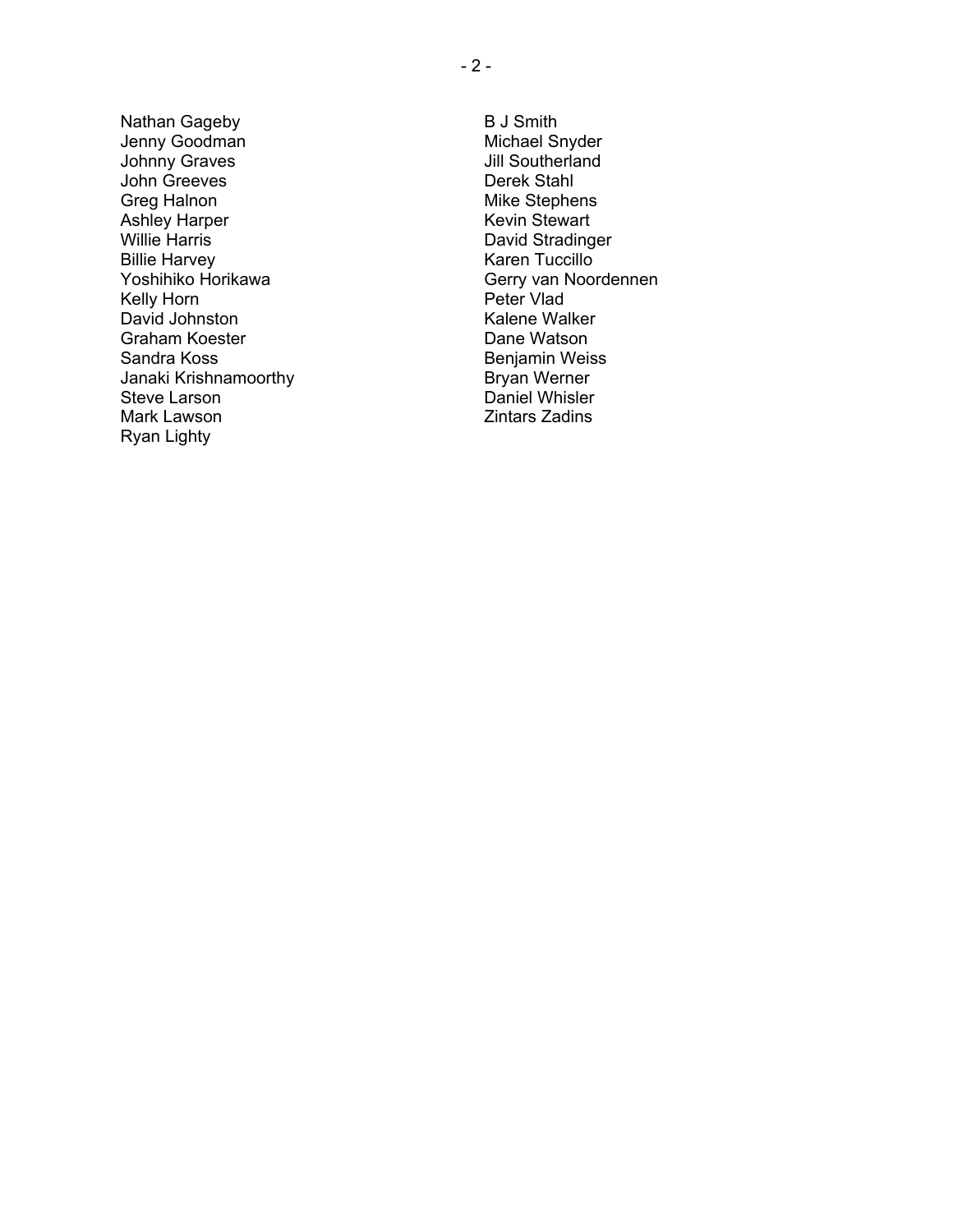Nathan Gageby
Jenny Goodman
Johnny Graves
John Greeves
Greg Halnon
Ashley Harper
Willie Harris
Billie Harvey
Yoshihiko Horikawa
Kelly Horn
David Johnston
Graham Koester
Sandra Koss
Janaki Krishnamoorthy
Steve Larson
Mark Lawson
Ryan Lighty
B J Smith
Michael Snyder
Jill Southerland
Derek Stahl
Mike Stephens
Kevin Stewart
David Stradinger
Karen Tuccillo
Gerry van Noordennen
Peter Vlad
Kalene Walker
Dane Watson
Benjamin Weiss
Bryan Werner
Daniel Whisler
Zintars Zadins